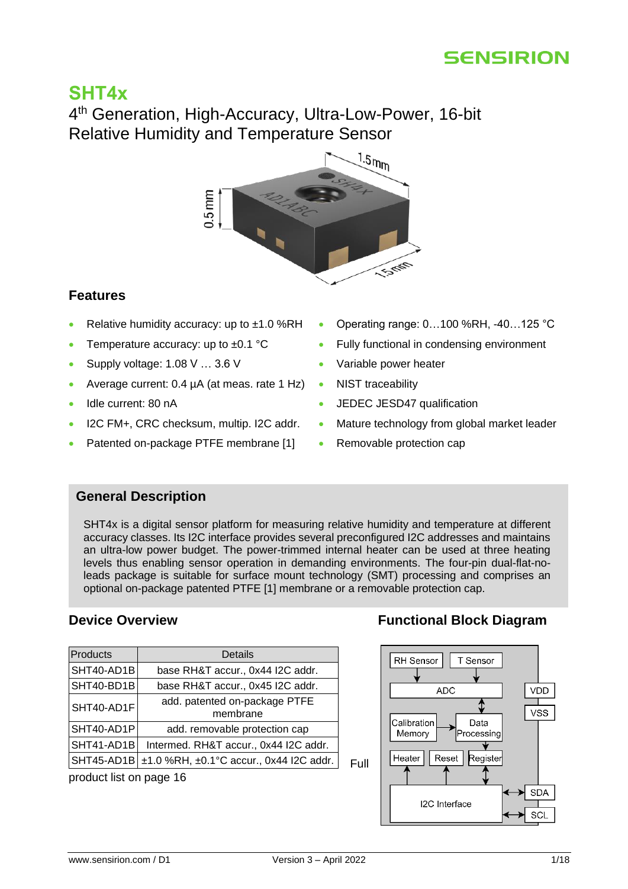# SHT4x

## 4th Generation, High-Accuracy, Ultra-Low-Power, 16-bit Relative Humidity and Temperature Sensor

### Features

- Relative humidity accuracy: up to ±1.0 %RH
- Temperature accuracy: up to ±0.1 °C
- Supply voltage: 1.08 V … 3.6 V
- Average current: 0.4 µA (at meas. rate 1 Hz)
- Idle current: 80 nA
- I2C FM+, CRC checksum, multip. I2C addr.
- Patented on-package PTFE membrane [1]
- Operating range: 0…100 %RH, -40…125 °C
- Fully functional in condensing environment
- Variable power heater
- NIST traceability
- JEDEC JESD47 qualification
- Mature technology from global market leader
- Removable protection cap

### General Description

SHT4x is a digital sensor platform for measuring relative humidity and temperature at different accuracy classes. Its I2C interface provides several preconfigured I2C addresses and maintains an ultra-low power budget. The power-trimmed internal heater can be used at three heating levels thus enabling sensor operation in demanding environments. The four-pin dual-flat-no-leads package is suitable for surface mount technology (SMT) processing and comprises an optional on-package patented PTFE [1] membrane or a removable protection cap.

### Device Overview

| Products | Details |
|---|---|
| SHT40-AD1B | base RH&T accur., 0x44 I2C addr. |
| SHT40-BD1B | base RH&T accur., 0x45 I2C addr. |
| SHT40-AD1F | add. patented on-package PTFE membrane |
| SHT40-AD1P | add. removable protection cap |
| SHT41-AD1B | Intermed. RH&T accur., 0x44 I2C addr. |
| SHT45-AD1B | ±1.0 %RH, ±0.1°C accur., 0x44 I2C addr. |

Full product list on page 16

### Functional Block Diagram

RH Sensor, T Sensor, ADC, Calibration Memory, Data Processing, Heater, Reset, Register, I2C Interface, VDD, VSS, SDA, SCL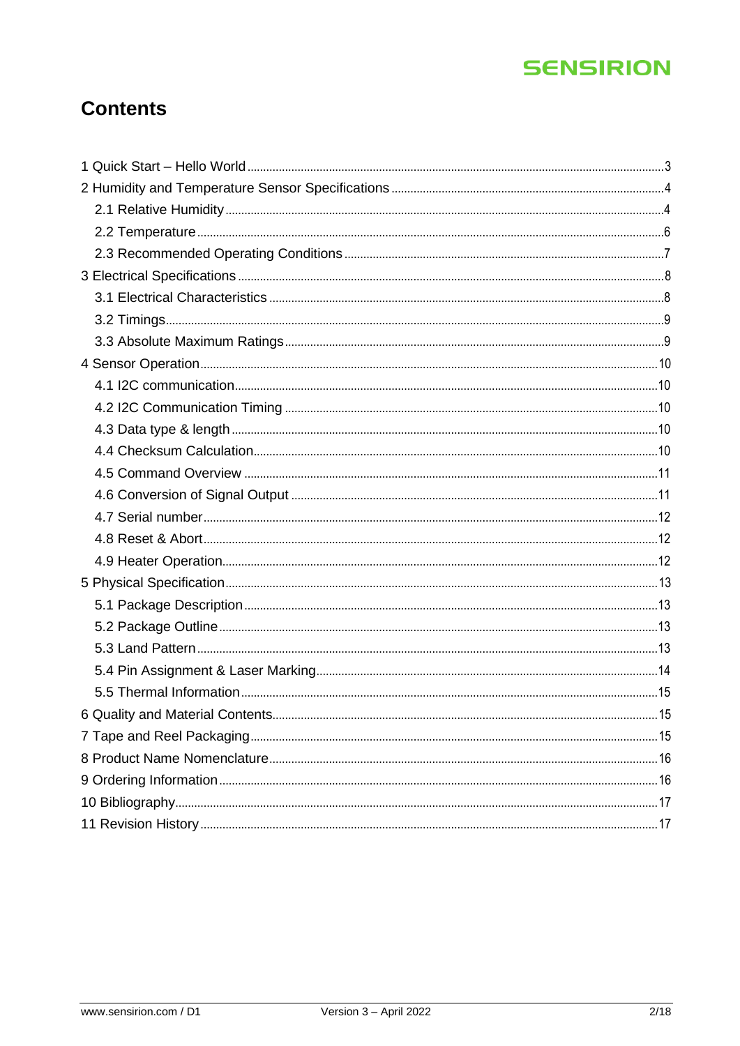# Contents

1 Quick Start – Hello World ........................................................................................... 3
2 Humidity and Temperature Sensor Specifications ........................................................ 4
  2.1 Relative Humidity ..................................................................................................... 4
  2.2 Temperature ............................................................................................................. 6
  2.3 Recommended Operating Conditions ....................................................................... 7
3 Electrical Specifications .................................................................................................. 8
  3.1 Electrical Characteristics .......................................................................................... 8
  3.2 Timings ...................................................................................................................... 9
  3.3 Absolute Maximum Ratings ...................................................................................... 9
4 Sensor Operation ............................................................................................................ 10
  4.1 I2C communication .................................................................................................. 10
  4.2 I2C Communication Timing ..................................................................................... 10
  4.3 Data type & length ................................................................................................... 10
  4.4 Checksum Calculation ............................................................................................. 10
  4.5 Command Overview ................................................................................................ 11
  4.6 Conversion of Signal Output ................................................................................... 11
  4.7 Serial number .......................................................................................................... 12
  4.8 Reset & Abort .......................................................................................................... 12
  4.9 Heater Operation ..................................................................................................... 12
5 Physical Specification ..................................................................................................... 13
  5.1 Package Description ................................................................................................ 13
  5.2 Package Outline ...................................................................................................... 13
  5.3 Land Pattern ............................................................................................................ 13
  5.4 Pin Assignment & Laser Marking ............................................................................ 14
  5.5 Thermal Information ................................................................................................ 15
6 Quality and Material Contents ........................................................................................ 15
7 Tape and Reel Packaging ............................................................................................... 15
8 Product Name Nomenclature .......................................................................................... 16
9 Ordering Information ...................................................................................................... 16
10 Bibliography .................................................................................................................. 17
11 Revision History ............................................................................................................ 17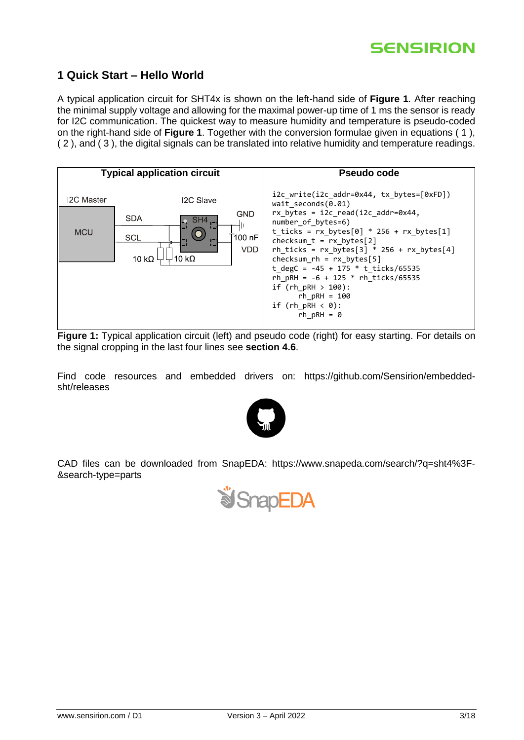## 1 Quick Start – Hello World

A typical application circuit for SHT4x is shown on the left-hand side of **Figure 1**. After reaching the minimal supply voltage and allowing for the maximal power-up time of 1 ms the sensor is ready for I2C communication. The quickest way to measure humidity and temperature is pseudo-coded on the right-hand side of **Figure 1**. Together with the conversion formulae given in equations ( 1 ), ( 2 ), and ( 3 ), the digital signals can be translated into relative humidity and temperature readings.

| Typical application circuit | Pseudo code |
|---|---|
| I2C Master: MCU; I2C Slave: SHT4; SDA, SCL, 10 kΩ, 10 kΩ, GND, 100 nF, VDD | see code below |

```
i2c_write(i2c_addr=0x44, tx_bytes=[0xFD])
wait_seconds(0.01)
rx_bytes = i2c_read(i2c_addr=0x44,
number_of_bytes=6)
t_ticks = rx_bytes[0] * 256 + rx_bytes[1]
checksum_t = rx_bytes[2]
rh_ticks = rx_bytes[3] * 256 + rx_bytes[4]
checksum_rh = rx_bytes[5]
t_degC = -45 + 175 * t_ticks/65535
rh_pRH = -6 + 125 * rh_ticks/65535
if (rh_pRH > 100):
      rh_pRH = 100
if (rh_pRH < 0):
      rh_pRH = 0
```

**Figure 1:** Typical application circuit (left) and pseudo code (right) for easy starting. For details on the signal cropping in the last four lines see **section 4.6**.

Find code resources and embedded drivers on: https://github.com/Sensirion/embedded-sht/releases

CAD files can be downloaded from SnapEDA: https://www.snapeda.com/search/?q=sht4%3F-&search-type=parts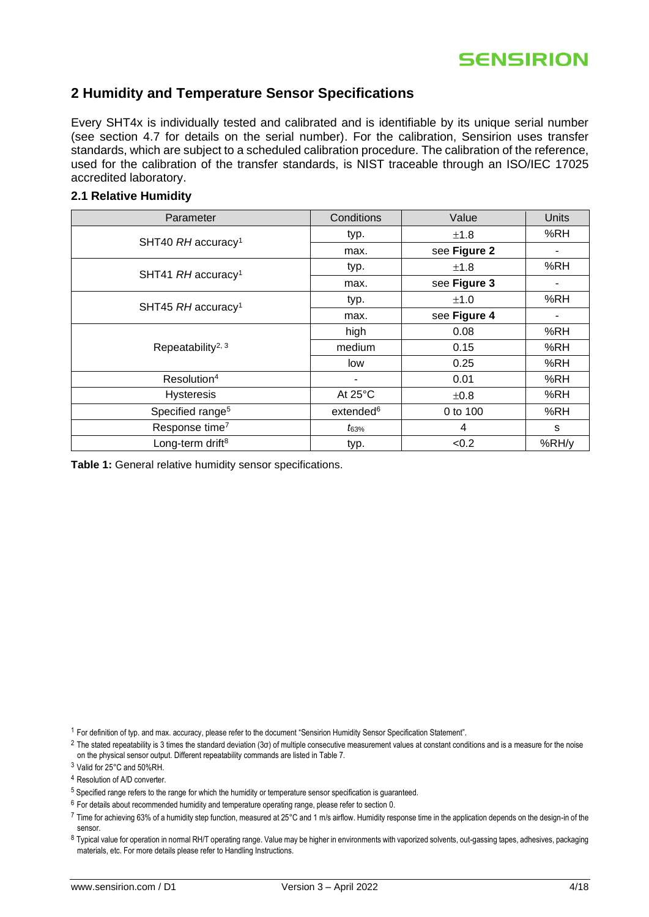## 2 Humidity and Temperature Sensor Specifications

Every SHT4x is individually tested and calibrated and is identifiable by its unique serial number (see section 4.7 for details on the serial number). For the calibration, Sensirion uses transfer standards, which are subject to a scheduled calibration procedure. The calibration of the reference, used for the calibration of the transfer standards, is NIST traceable through an ISO/IEC 17025 accredited laboratory.

### 2.1 Relative Humidity

| Parameter | Conditions | Value | Units |
|---|---|---|---|
| SHT40 *RH* accuracy[1] | typ. | ±1.8 | %RH |
| | max. | see **Figure 2** | - |
| SHT41 *RH* accuracy[1] | typ. | ±1.8 | %RH |
| | max. | see **Figure 3** | - |
| SHT45 *RH* accuracy[1] | typ. | ±1.0 | %RH |
| | max. | see **Figure 4** | - |
| Repeatability[2, 3] | high | 0.08 | %RH |
| | medium | 0.15 | %RH |
| | low | 0.25 | %RH |
| Resolution[4] | - | 0.01 | %RH |
| Hysteresis | At 25°C | ±0.8 | %RH |
| Specified range[5] | extended[6] | 0 to 100 | %RH |
| Response time[7] | $t_{63\%}$ | 4 | s |
| Long-term drift[8] | typ. | <0.2 | %RH/y |

**Table 1:** General relative humidity sensor specifications.

[1] For definition of typ. and max. accuracy, please refer to the document "Sensirion Humidity Sensor Specification Statement".

[2] The stated repeatability is 3 times the standard deviation (3σ) of multiple consecutive measurement values at constant conditions and is a measure for the noise on the physical sensor output. Different repeatability commands are listed in Table 7.

[3] Valid for 25°C and 50%RH.

[4] Resolution of A/D converter.

[5] Specified range refers to the range for which the humidity or temperature sensor specification is guaranteed.

[6] For details about recommended humidity and temperature operating range, please refer to section 0.

[7] Time for achieving 63% of a humidity step function, measured at 25°C and 1 m/s airflow. Humidity response time in the application depends on the design-in of the sensor.

[8] Typical value for operation in normal RH/T operating range. Value may be higher in environments with vaporized solvents, out-gassing tapes, adhesives, packaging materials, etc. For more details please refer to Handling Instructions.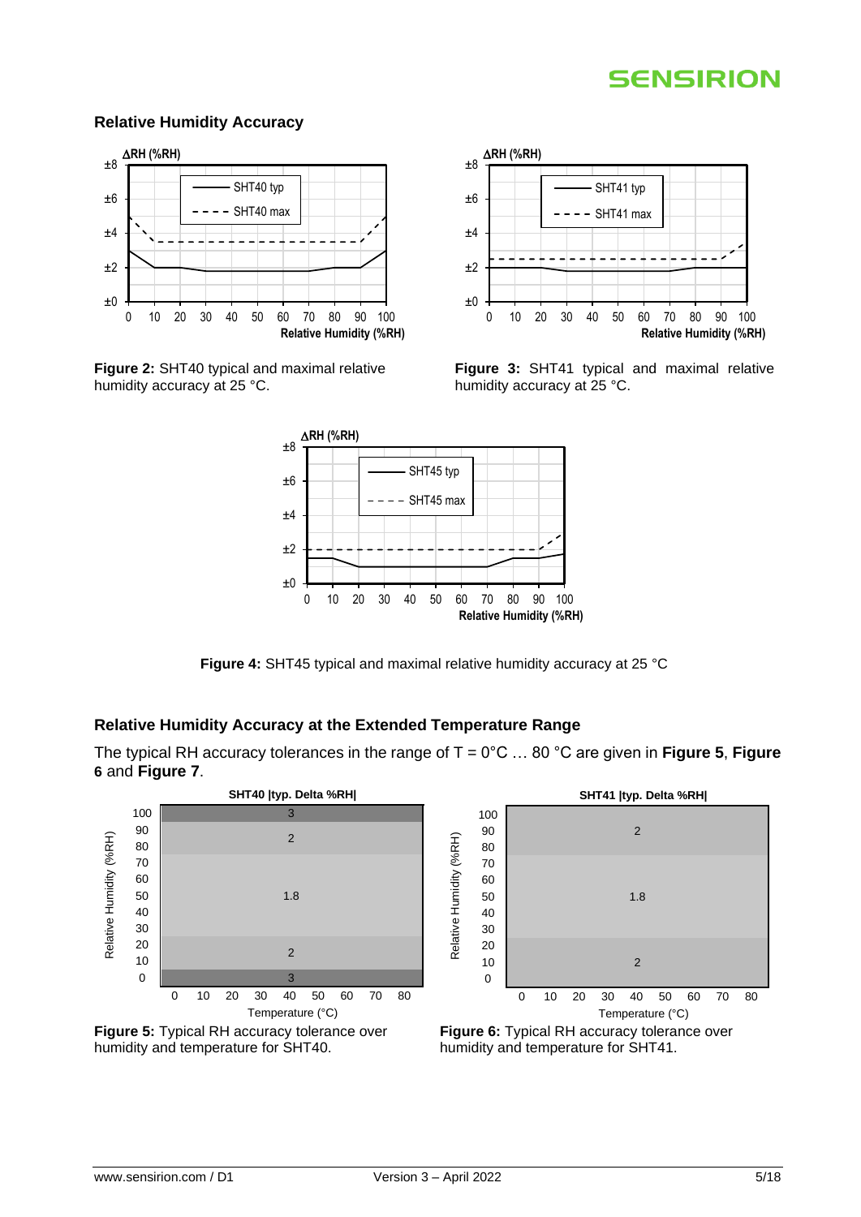## Relative Humidity Accuracy

**Figure 2:** SHT40 typical and maximal relative humidity accuracy at 25 °C.

**Figure 3:** SHT41 typical and maximal relative humidity accuracy at 25 °C.

**Figure 4:** SHT45 typical and maximal relative humidity accuracy at 25 °C

## Relative Humidity Accuracy at the Extended Temperature Range

The typical RH accuracy tolerances in the range of T = 0°C … 80 °C are given in **Figure 5**, **Figure 6** and **Figure 7**.

**Figure 5:** Typical RH accuracy tolerance over humidity and temperature for SHT40.

**Figure 6:** Typical RH accuracy tolerance over humidity and temperature for SHT41.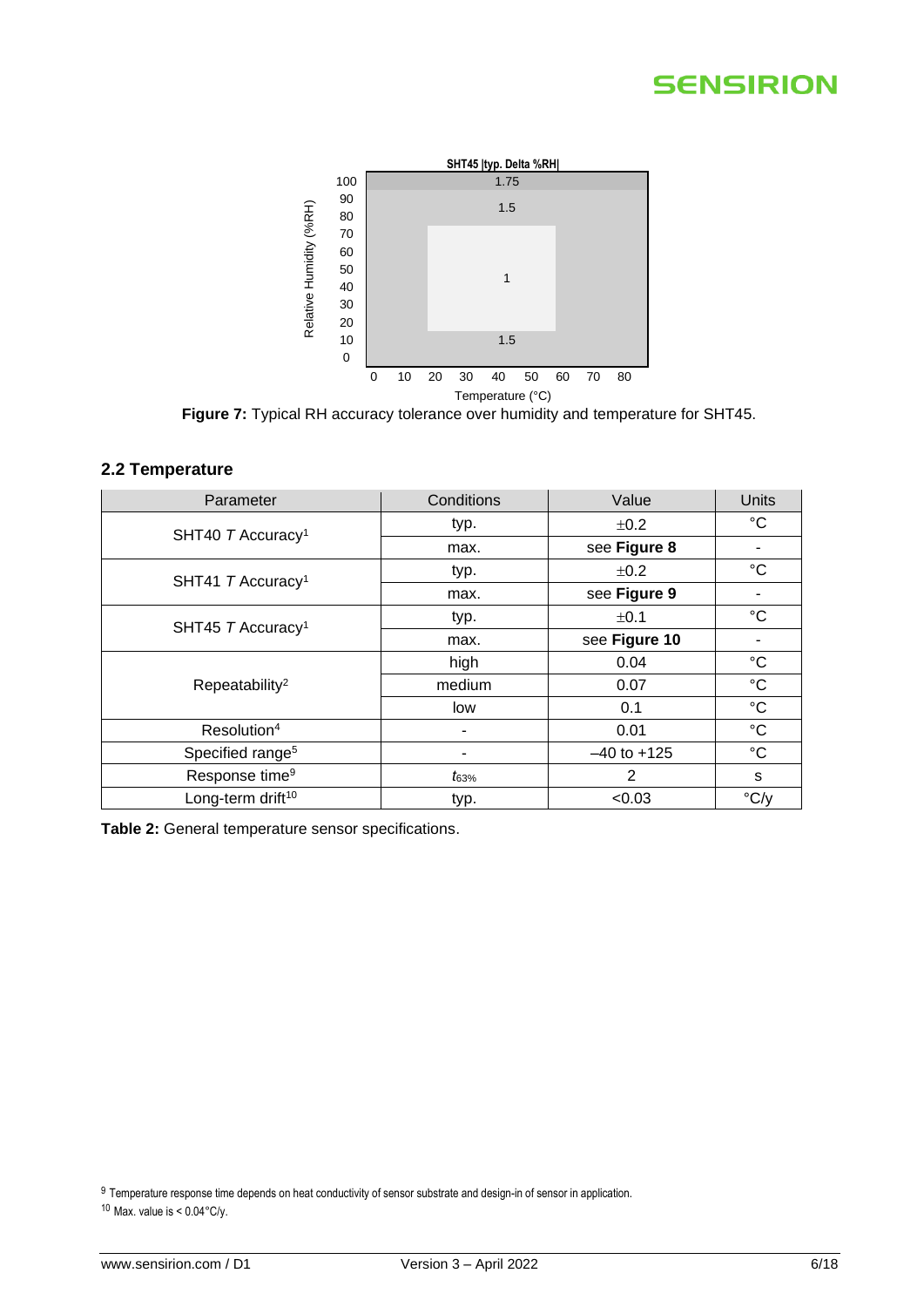Figure 7: Typical RH accuracy tolerance over humidity and temperature for SHT45.

## 2.2 Temperature

| Parameter | Conditions | Value | Units |
|---|---|---|---|
| SHT40 *T* Accuracy[1] | typ. | ±0.2 | °C |
| | max. | see **Figure 8** | - |
| SHT41 *T* Accuracy[1] | typ. | ±0.2 | °C |
| | max. | see **Figure 9** | - |
| SHT45 *T* Accuracy[1] | typ. | ±0.1 | °C |
| | max. | see **Figure 10** | - |
| Repeatability[2] | high | 0.04 | °C |
| | medium | 0.07 | °C |
| | low | 0.1 | °C |
| Resolution[4] | - | 0.01 | °C |
| Specified range[5] | - | –40 to +125 | °C |
| Response time[9] | $t_{63\%}$ | 2 | s |
| Long-term drift[10] | typ. | <0.03 | °C/y |

**Table 2:** General temperature sensor specifications.

[9] Temperature response time depends on heat conductivity of sensor substrate and design-in of sensor in application.
[10] Max. value is < 0.04°C/y.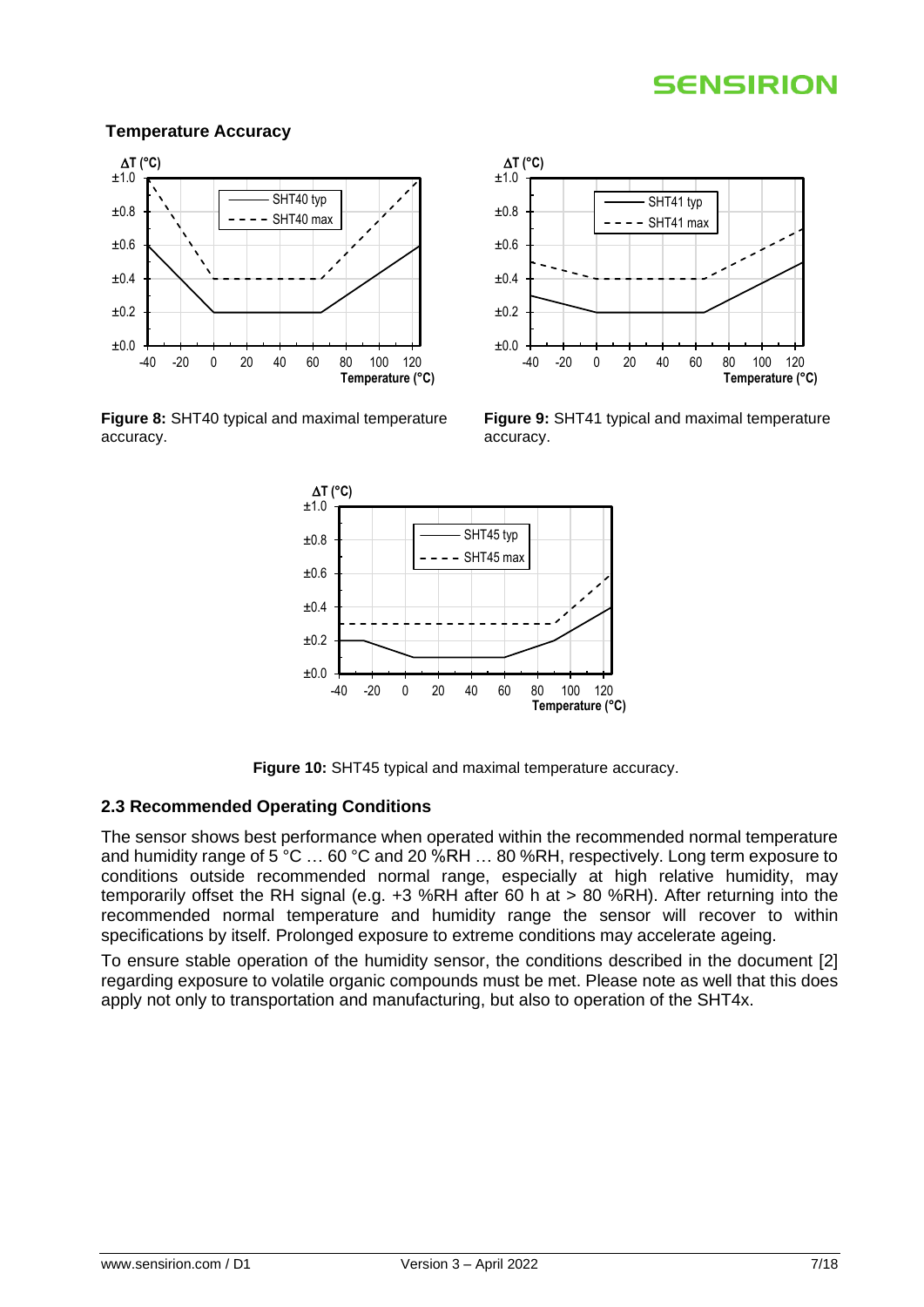**Temperature Accuracy**

**Figure 8:** SHT40 typical and maximal temperature accuracy.

**Figure 9:** SHT41 typical and maximal temperature accuracy.

**Figure 10:** SHT45 typical and maximal temperature accuracy.

### 2.3 Recommended Operating Conditions

The sensor shows best performance when operated within the recommended normal temperature and humidity range of 5 °C … 60 °C and 20 %RH … 80 %RH, respectively. Long term exposure to conditions outside recommended normal range, especially at high relative humidity, may temporarily offset the RH signal (e.g. +3 %RH after 60 h at > 80 %RH). After returning into the recommended normal temperature and humidity range the sensor will recover to within specifications by itself. Prolonged exposure to extreme conditions may accelerate ageing.

To ensure stable operation of the humidity sensor, the conditions described in the document [2] regarding exposure to volatile organic compounds must be met. Please note as well that this does apply not only to transportation and manufacturing, but also to operation of the SHT4x.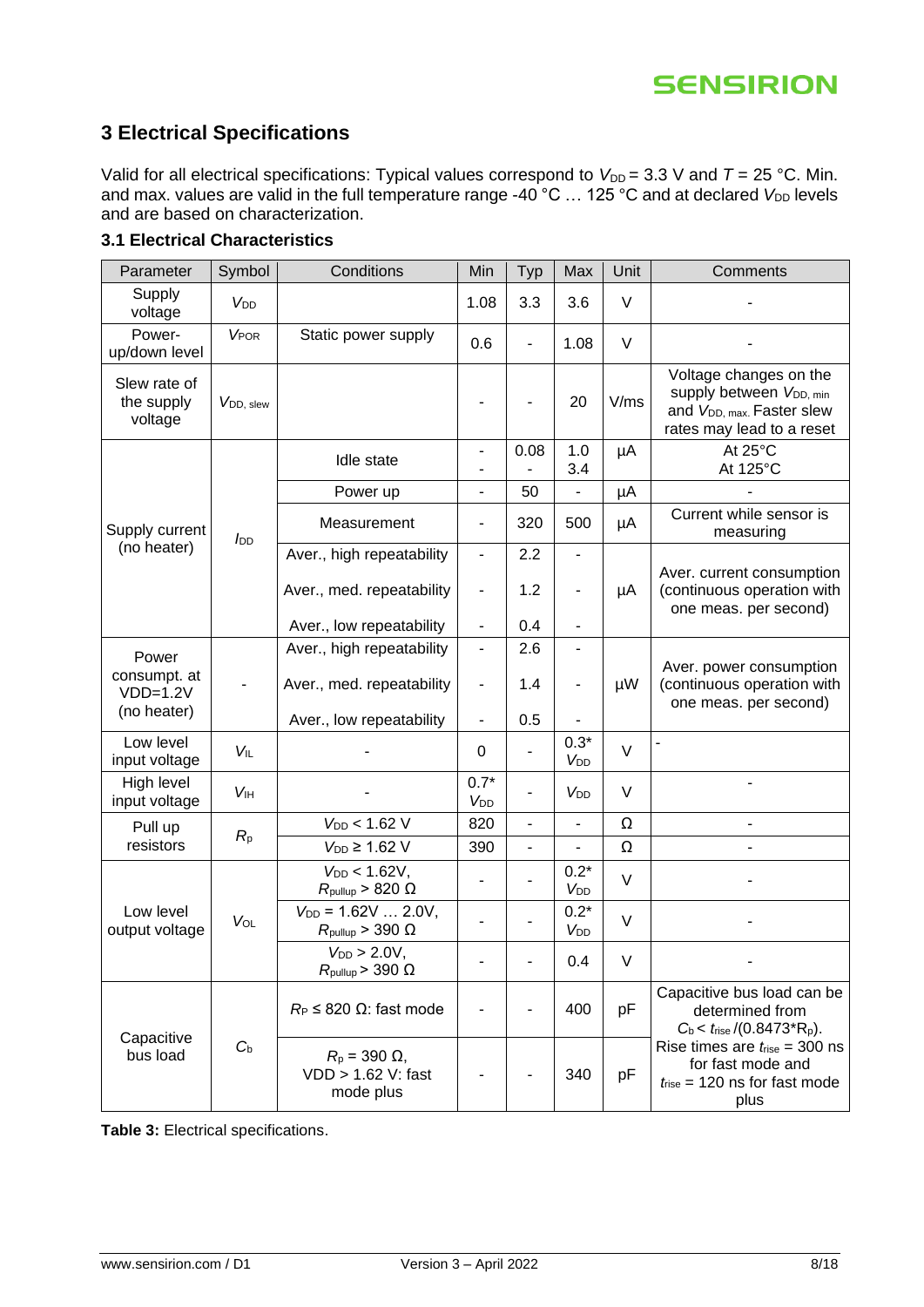## 3 Electrical Specifications

Valid for all electrical specifications: Typical values correspond to $V_{DD}$ = 3.3 V and $T$ = 25 °C. Min. and max. values are valid in the full temperature range -40 °C … 125 °C and at declared $V_{DD}$ levels and are based on characterization.

### 3.1 Electrical Characteristics

| Parameter | Symbol | Conditions | Min | Typ | Max | Unit | Comments |
|---|---|---|---|---|---|---|---|
| Supply voltage | $V_{DD}$ | | 1.08 | 3.3 | 3.6 | V | - |
| Power-up/down level | $V_{POR}$ | Static power supply | 0.6 | - | 1.08 | V | - |
| Slew rate of the supply voltage | $V_{DD,\,slew}$ | | - | - | 20 | V/ms | Voltage changes on the supply between $V_{DD,\,min}$ and $V_{DD,\,max}$. Faster slew rates may lead to a reset |
| Supply current (no heater) | $I_{DD}$ | Idle state | -<br>- | 0.08<br>- | 1.0<br>3.4 | µA | At 25°C<br>At 125°C |
| | | Power up | - | 50 | - | µA | - |
| | | Measurement | - | 320 | 500 | µA | Current while sensor is measuring |
| | | Aver., high repeatability | - | 2.2 | - | µA | Aver. current consumption (continuous operation with one meas. per second) |
| | | Aver., med. repeatability | - | 1.2 | - | | |
| | | Aver., low repeatability | - | 0.4 | - | | |
| Power consumpt. at VDD=1.2V (no heater) | - | Aver., high repeatability | - | 2.6 | - | µW | Aver. power consumption (continuous operation with one meas. per second) |
| | | Aver., med. repeatability | - | 1.4 | - | | |
| | | Aver., low repeatability | - | 0.5 | - | | |
| Low level input voltage | $V_{IL}$ | - | 0 | - | 0.3* $V_{DD}$ | V | - |
| High level input voltage | $V_{IH}$ | - | 0.7* $V_{DD}$ | - | $V_{DD}$ | V | - |
| Pull up resistors | $R_p$ | $V_{DD}$ < 1.62 V | 820 | - | - | Ω | - |
| | | $V_{DD}$ ≥ 1.62 V | 390 | - | - | Ω | - |
| Low level output voltage | $V_{OL}$ | $V_{DD}$ < 1.62V, $R_{pullup}$ > 820 Ω | - | - | 0.2* $V_{DD}$ | V | - |
| | | $V_{DD}$ = 1.62V … 2.0V, $R_{pullup}$ > 390 Ω | - | - | 0.2* $V_{DD}$ | V | - |
| | | $V_{DD}$ > 2.0V, $R_{pullup}$ > 390 Ω | - | - | 0.4 | V | - |
| Capacitive bus load | $C_b$ | $R_P$ ≤ 820 Ω: fast mode | - | - | 400 | pF | Capacitive bus load can be determined from $C_b < t_{rise}/(0.8473 \cdot R_p)$. Rise times are $t_{rise}$ = 300 ns for fast mode and $t_{rise}$ = 120 ns for fast mode plus |
| | | $R_p$ = 390 Ω, VDD > 1.62 V: fast mode plus | - | - | 340 | pF | |

**Table 3:** Electrical specifications.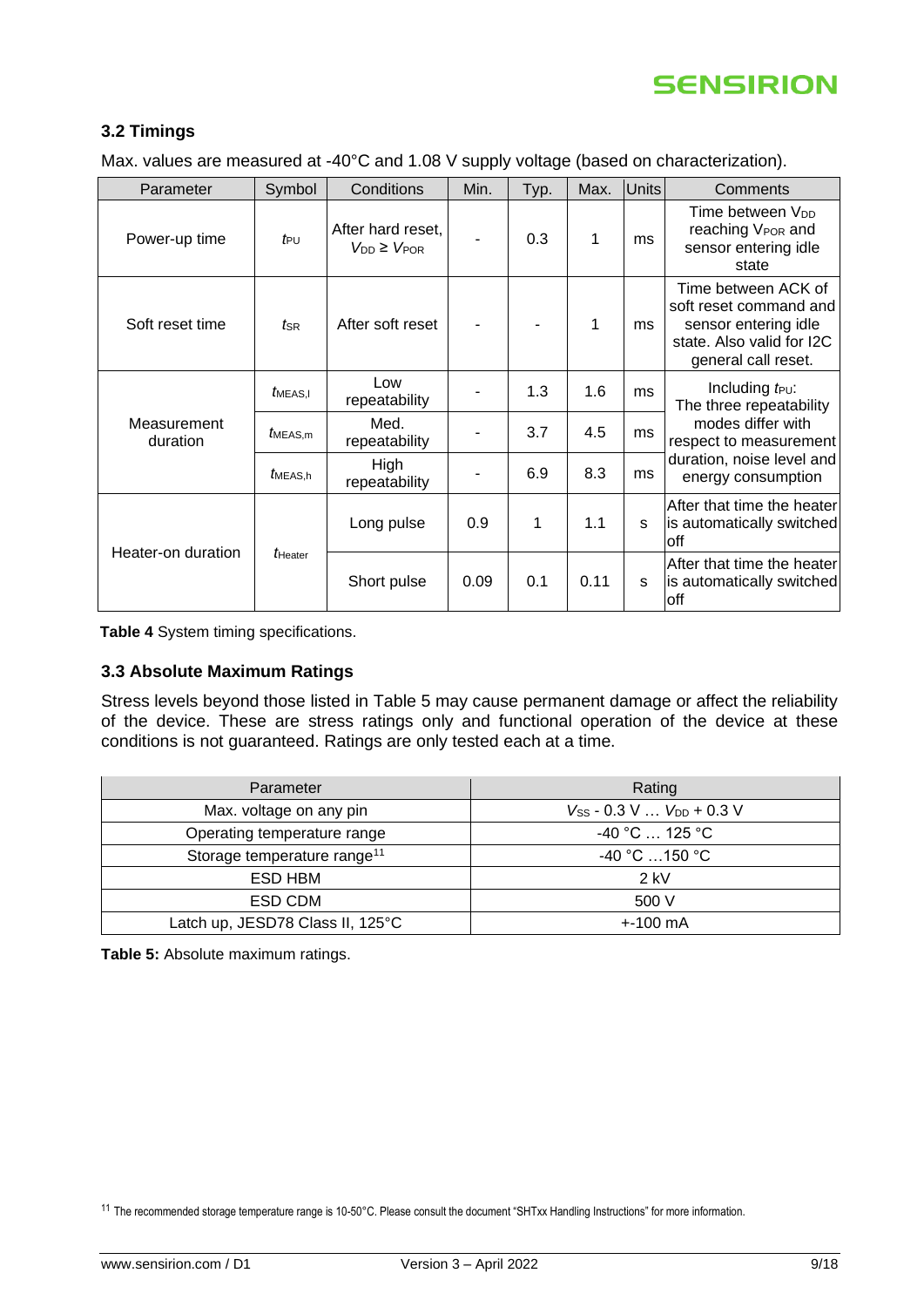### 3.2 Timings

Max. values are measured at -40°C and 1.08 V supply voltage (based on characterization).

| Parameter | Symbol | Conditions | Min. | Typ. | Max. | Units | Comments |
|---|---|---|---|---|---|---|---|
| Power-up time | $t_{PU}$ | After hard reset, $V_{DD} \geq V_{POR}$ | - | 0.3 | 1 | ms | Time between $V_{DD}$ reaching $V_{POR}$ and sensor entering idle state |
| Soft reset time | $t_{SR}$ | After soft reset | - | - | 1 | ms | Time between ACK of soft reset command and sensor entering idle state. Also valid for I2C general call reset. |
| Measurement duration | $t_{MEAS,l}$ | Low repeatability | - | 1.3 | 1.6 | ms | Including $t_{PU}$: The three repeatability modes differ with respect to measurement duration, noise level and energy consumption |
| | $t_{MEAS,m}$ | Med. repeatability | - | 3.7 | 4.5 | ms | |
| | $t_{MEAS,h}$ | High repeatability | - | 6.9 | 8.3 | ms | |
| Heater-on duration | $t_{Heater}$ | Long pulse | 0.9 | 1 | 1.1 | s | After that time the heater is automatically switched off |
| | | Short pulse | 0.09 | 0.1 | 0.11 | s | After that time the heater is automatically switched off |

**Table 4** System timing specifications.

### 3.3 Absolute Maximum Ratings

Stress levels beyond those listed in Table 5 may cause permanent damage or affect the reliability of the device. These are stress ratings only and functional operation of the device at these conditions is not guaranteed. Ratings are only tested each at a time.

| Parameter | Rating |
|---|---|
| Max. voltage on any pin | $V_{SS}$ - 0.3 V … $V_{DD}$ + 0.3 V |
| Operating temperature range | -40 °C … 125 °C |
| Storage temperature range[11] | -40 °C …150 °C |
| ESD HBM | 2 kV |
| ESD CDM | 500 V |
| Latch up, JESD78 Class II, 125°C | +-100 mA |

**Table 5:** Absolute maximum ratings.

[11] The recommended storage temperature range is 10-50°C. Please consult the document "SHTxx Handling Instructions" for more information.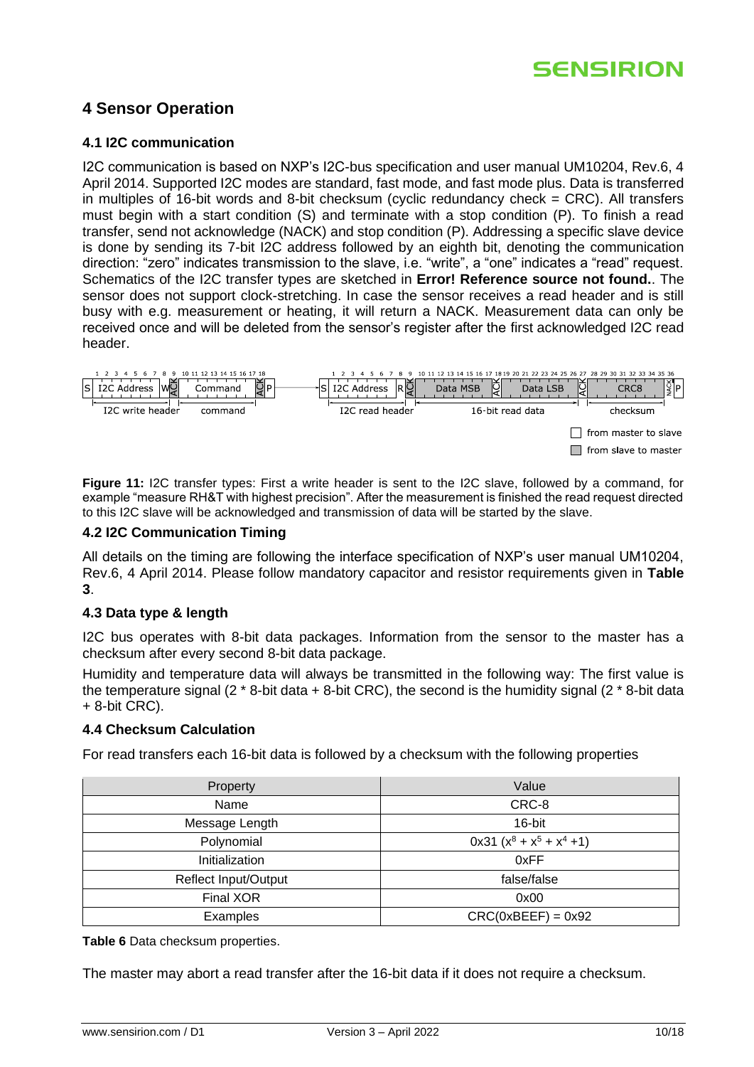## 4 Sensor Operation

### 4.1 I2C communication

I2C communication is based on NXP's I2C-bus specification and user manual UM10204, Rev.6, 4 April 2014. Supported I2C modes are standard, fast mode, and fast mode plus. Data is transferred in multiples of 16-bit words and 8-bit checksum (cyclic redundancy check = CRC). All transfers must begin with a start condition (S) and terminate with a stop condition (P). To finish a read transfer, send not acknowledge (NACK) and stop condition (P). Addressing a specific slave device is done by sending its 7-bit I2C address followed by an eighth bit, denoting the communication direction: "zero" indicates transmission to the slave, i.e. "write", a "one" indicates a "read" request. Schematics of the I2C transfer types are sketched in **Error! Reference source not found.**. The sensor does not support clock-stretching. In case the sensor receives a read header and is still busy with e.g. measurement or heating, it will return a NACK. Measurement data can only be received once and will be deleted from the sensor's register after the first acknowledged I2C read header.

| S | I2C Address | W | ACK | Command | ACK | P |
|---|---|---|---|---|---|---|
| | I2C write header | | | command | | |

| S | I2C Address | R | ACK | Data MSB | ACK | Data LSB | ACK | CRC8 | NACK | P |
|---|---|---|---|---|---|---|---|---|---|---|
| | I2C read header | | | 16-bit read data | | | | checksum | | |

☐ from master to slave
☐ from slave to master

**Figure 11:** I2C transfer types: First a write header is sent to the I2C slave, followed by a command, for example "measure RH&T with highest precision". After the measurement is finished the read request directed to this I2C slave will be acknowledged and transmission of data will be started by the slave.

### 4.2 I2C Communication Timing

All details on the timing are following the interface specification of NXP's user manual UM10204, Rev.6, 4 April 2014. Please follow mandatory capacitor and resistor requirements given in **Table 3**.

### 4.3 Data type & length

I2C bus operates with 8-bit data packages. Information from the sensor to the master has a checksum after every second 8-bit data package.

Humidity and temperature data will always be transmitted in the following way: The first value is the temperature signal (2 * 8-bit data + 8-bit CRC), the second is the humidity signal (2 * 8-bit data + 8-bit CRC).

### 4.4 Checksum Calculation

For read transfers each 16-bit data is followed by a checksum with the following properties

| Property | Value |
|---|---|
| Name | CRC-8 |
| Message Length | 16-bit |
| Polynomial | 0x31 ($x^8 + x^5 + x^4 + 1$) |
| Initialization | 0xFF |
| Reflect Input/Output | false/false |
| Final XOR | 0x00 |
| Examples | CRC(0xBEEF) = 0x92 |

**Table 6** Data checksum properties.

The master may abort a read transfer after the 16-bit data if it does not require a checksum.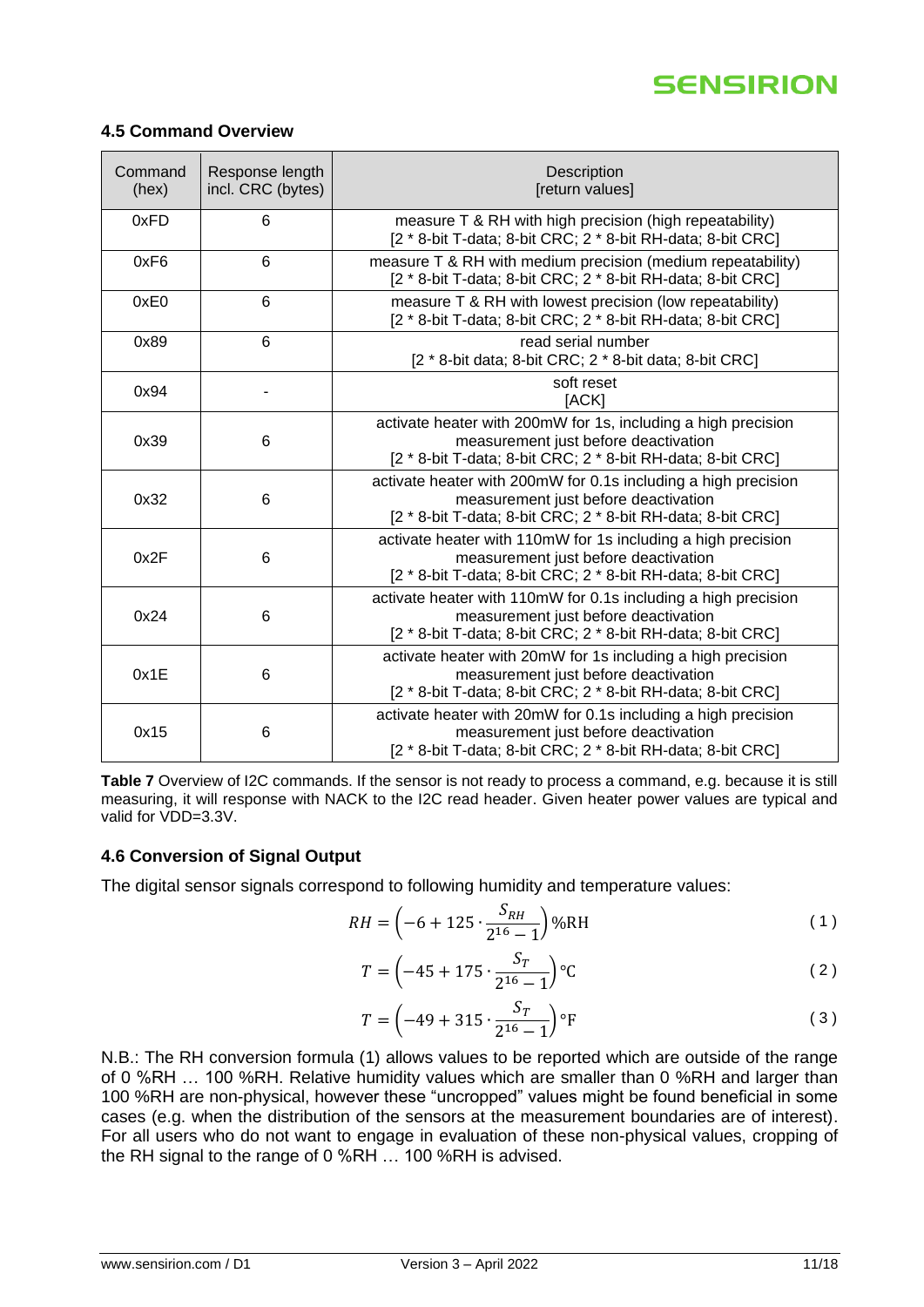### 4.5 Command Overview

| Command (hex) | Response length incl. CRC (bytes) | Description [return values] |
|---|---|---|
| 0xFD | 6 | measure T & RH with high precision (high repeatability) [2 * 8-bit T-data; 8-bit CRC; 2 * 8-bit RH-data; 8-bit CRC] |
| 0xF6 | 6 | measure T & RH with medium precision (medium repeatability) [2 * 8-bit T-data; 8-bit CRC; 2 * 8-bit RH-data; 8-bit CRC] |
| 0xE0 | 6 | measure T & RH with lowest precision (low repeatability) [2 * 8-bit T-data; 8-bit CRC; 2 * 8-bit RH-data; 8-bit CRC] |
| 0x89 | 6 | read serial number [2 * 8-bit data; 8-bit CRC; 2 * 8-bit data; 8-bit CRC] |
| 0x94 | - | soft reset [ACK] |
| 0x39 | 6 | activate heater with 200mW for 1s, including a high precision measurement just before deactivation [2 * 8-bit T-data; 8-bit CRC; 2 * 8-bit RH-data; 8-bit CRC] |
| 0x32 | 6 | activate heater with 200mW for 0.1s including a high precision measurement just before deactivation [2 * 8-bit T-data; 8-bit CRC; 2 * 8-bit RH-data; 8-bit CRC] |
| 0x2F | 6 | activate heater with 110mW for 1s including a high precision measurement just before deactivation [2 * 8-bit T-data; 8-bit CRC; 2 * 8-bit RH-data; 8-bit CRC] |
| 0x24 | 6 | activate heater with 110mW for 0.1s including a high precision measurement just before deactivation [2 * 8-bit T-data; 8-bit CRC; 2 * 8-bit RH-data; 8-bit CRC] |
| 0x1E | 6 | activate heater with 20mW for 1s including a high precision measurement just before deactivation [2 * 8-bit T-data; 8-bit CRC; 2 * 8-bit RH-data; 8-bit CRC] |
| 0x15 | 6 | activate heater with 20mW for 0.1s including a high precision measurement just before deactivation [2 * 8-bit T-data; 8-bit CRC; 2 * 8-bit RH-data; 8-bit CRC] |

**Table 7** Overview of I2C commands. If the sensor is not ready to process a command, e.g. because it is still measuring, it will response with NACK to the I2C read header. Given heater power values are typical and valid for VDD=3.3V.

### 4.6 Conversion of Signal Output

The digital sensor signals correspond to following humidity and temperature values:

$$RH = \left(-6 + 125 \cdot \frac{S_{RH}}{2^{16} - 1}\right) \%\text{RH} \tag{1}$$

$$T = \left(-45 + 175 \cdot \frac{S_T}{2^{16} - 1}\right) ^\circ\text{C} \tag{2}$$

$$T = \left(-49 + 315 \cdot \frac{S_T}{2^{16} - 1}\right) ^\circ\text{F} \tag{3}$$

N.B.: The RH conversion formula (1) allows values to be reported which are outside of the range of 0 %RH … 100 %RH. Relative humidity values which are smaller than 0 %RH and larger than 100 %RH are non-physical, however these "uncropped" values might be found beneficial in some cases (e.g. when the distribution of the sensors at the measurement boundaries are of interest). For all users who do not want to engage in evaluation of these non-physical values, cropping of the RH signal to the range of 0 %RH … 100 %RH is advised.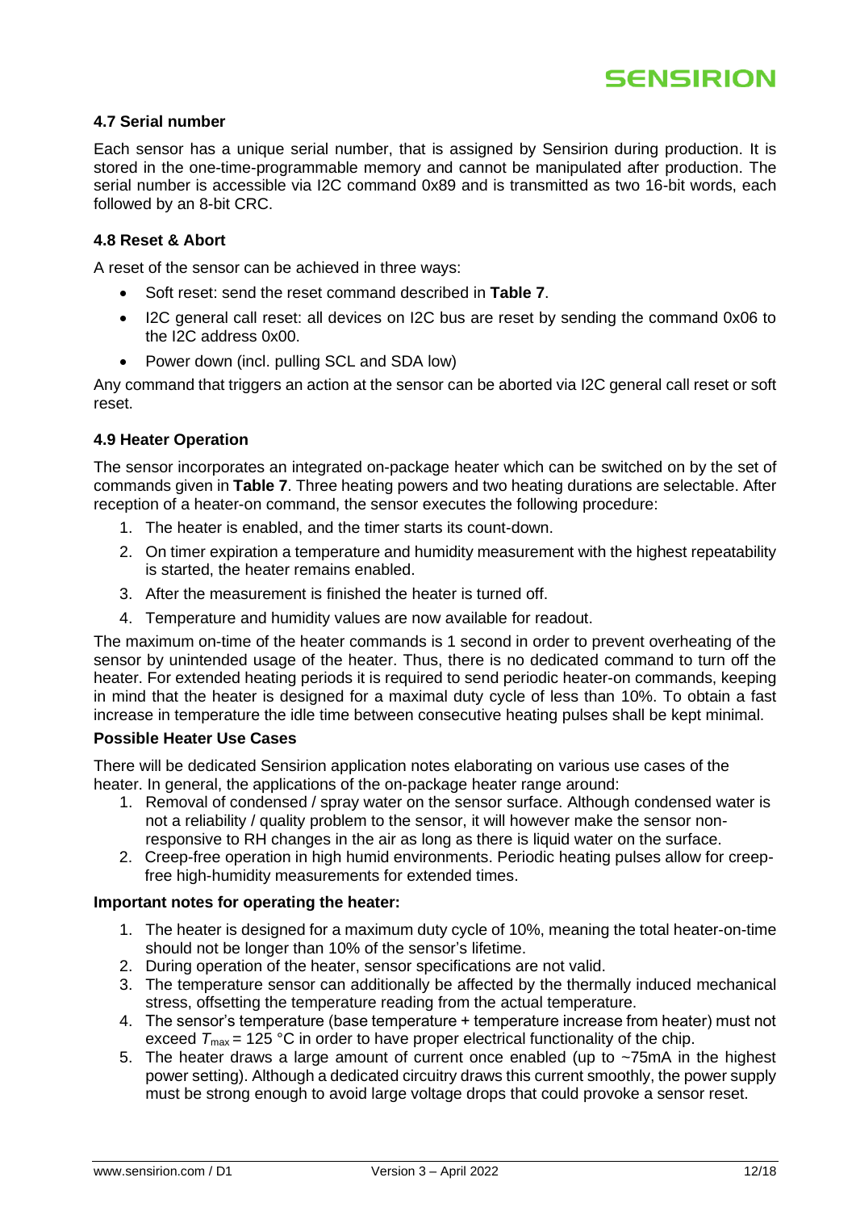### 4.7 Serial number

Each sensor has a unique serial number, that is assigned by Sensirion during production. It is stored in the one-time-programmable memory and cannot be manipulated after production. The serial number is accessible via I2C command 0x89 and is transmitted as two 16-bit words, each followed by an 8-bit CRC.

### 4.8 Reset & Abort

A reset of the sensor can be achieved in three ways:

- Soft reset: send the reset command described in **Table 7**.
- I2C general call reset: all devices on I2C bus are reset by sending the command 0x06 to the I2C address 0x00.
- Power down (incl. pulling SCL and SDA low)

Any command that triggers an action at the sensor can be aborted via I2C general call reset or soft reset.

### 4.9 Heater Operation

The sensor incorporates an integrated on-package heater which can be switched on by the set of commands given in **Table 7**. Three heating powers and two heating durations are selectable. After reception of a heater-on command, the sensor executes the following procedure:

1. The heater is enabled, and the timer starts its count-down.
2. On timer expiration a temperature and humidity measurement with the highest repeatability is started, the heater remains enabled.
3. After the measurement is finished the heater is turned off.
4. Temperature and humidity values are now available for readout.

The maximum on-time of the heater commands is 1 second in order to prevent overheating of the sensor by unintended usage of the heater. Thus, there is no dedicated command to turn off the heater. For extended heating periods it is required to send periodic heater-on commands, keeping in mind that the heater is designed for a maximal duty cycle of less than 10%. To obtain a fast increase in temperature the idle time between consecutive heating pulses shall be kept minimal.

**Possible Heater Use Cases**

There will be dedicated Sensirion application notes elaborating on various use cases of the heater. In general, the applications of the on-package heater range around:

1. Removal of condensed / spray water on the sensor surface. Although condensed water is not a reliability / quality problem to the sensor, it will however make the sensor non-responsive to RH changes in the air as long as there is liquid water on the surface.
2. Creep-free operation in high humid environments. Periodic heating pulses allow for creep-free high-humidity measurements for extended times.

**Important notes for operating the heater:**

1. The heater is designed for a maximum duty cycle of 10%, meaning the total heater-on-time should not be longer than 10% of the sensor's lifetime.
2. During operation of the heater, sensor specifications are not valid.
3. The temperature sensor can additionally be affected by the thermally induced mechanical stress, offsetting the temperature reading from the actual temperature.
4. The sensor's temperature (base temperature + temperature increase from heater) must not exceed $T_{max}$ = 125 °C in order to have proper electrical functionality of the chip.
5. The heater draws a large amount of current once enabled (up to ~75mA in the highest power setting). Although a dedicated circuitry draws this current smoothly, the power supply must be strong enough to avoid large voltage drops that could provoke a sensor reset.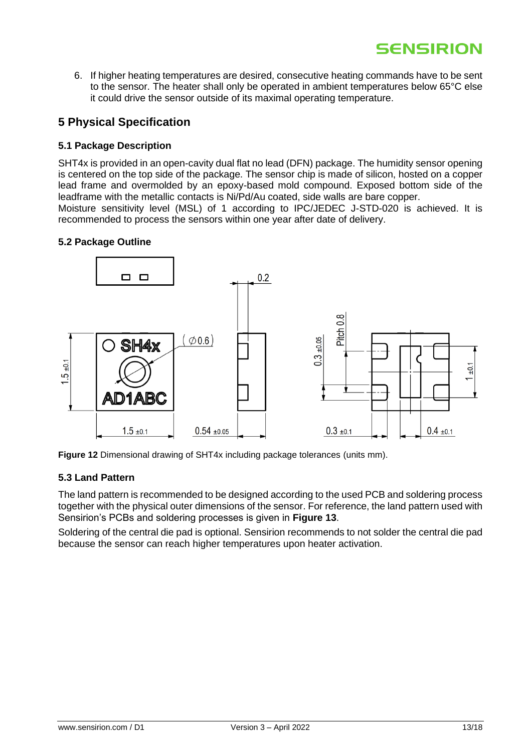6. If higher heating temperatures are desired, consecutive heating commands have to be sent to the sensor. The heater shall only be operated in ambient temperatures below 65°C else it could drive the sensor outside of its maximal operating temperature.

## 5 Physical Specification

### 5.1 Package Description

SHT4x is provided in an open-cavity dual flat no lead (DFN) package. The humidity sensor opening is centered on the top side of the package. The sensor chip is made of silicon, hosted on a copper lead frame and overmolded by an epoxy-based mold compound. Exposed bottom side of the leadframe with the metallic contacts is Ni/Pd/Au coated, side walls are bare copper.
Moisture sensitivity level (MSL) of 1 according to IPC/JEDEC J-STD-020 is achieved. It is recommended to process the sensors within one year after date of delivery.

### 5.2 Package Outline

**Figure 12** Dimensional drawing of SHT4x including package tolerances (units mm).

### 5.3 Land Pattern

The land pattern is recommended to be designed according to the used PCB and soldering process together with the physical outer dimensions of the sensor. For reference, the land pattern used with Sensirion's PCBs and soldering processes is given in **Figure 13**.

Soldering of the central die pad is optional. Sensirion recommends to not solder the central die pad because the sensor can reach higher temperatures upon heater activation.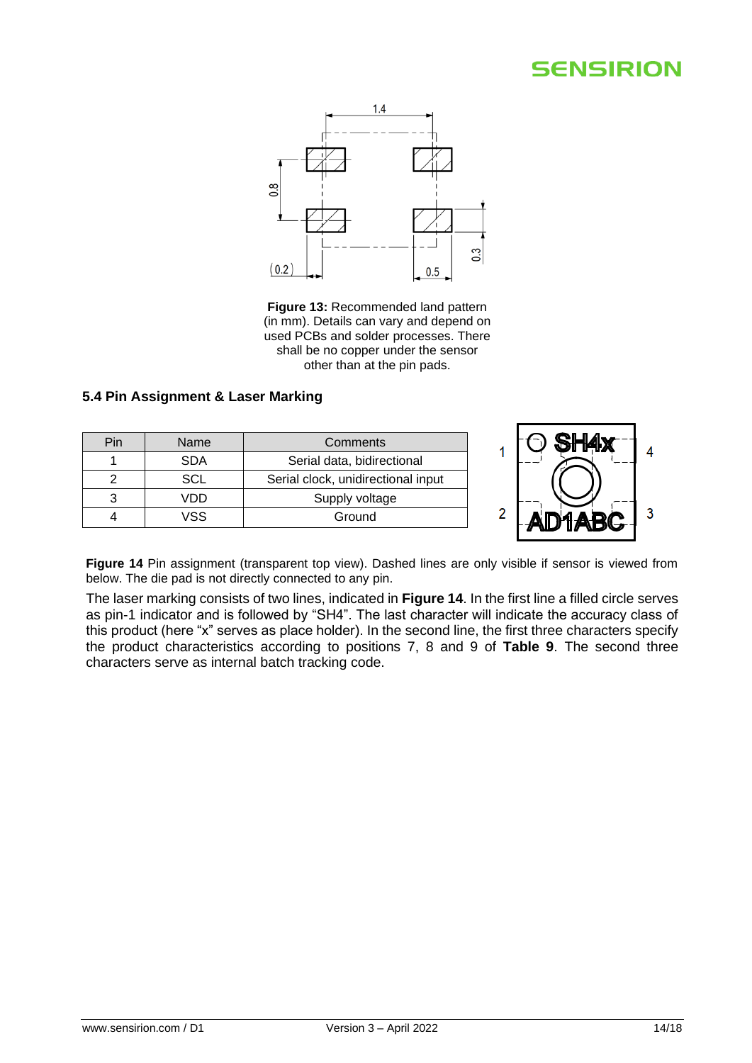**Figure 13:** Recommended land pattern (in mm). Details can vary and depend on used PCBs and solder processes. There shall be no copper under the sensor other than at the pin pads.

### 5.4 Pin Assignment & Laser Marking

| Pin | Name | Comments |
|---|---|---|
| 1 | SDA | Serial data, bidirectional |
| 2 | SCL | Serial clock, unidirectional input |
| 3 | VDD | Supply voltage |
| 4 | VSS | Ground |

**Figure 14** Pin assignment (transparent top view). Dashed lines are only visible if sensor is viewed from below. The die pad is not directly connected to any pin.

The laser marking consists of two lines, indicated in **Figure 14**. In the first line a filled circle serves as pin-1 indicator and is followed by "SH4". The last character will indicate the accuracy class of this product (here "x" serves as place holder). In the second line, the first three characters specify the product characteristics according to positions 7, 8 and 9 of **Table 9**. The second three characters serve as internal batch tracking code.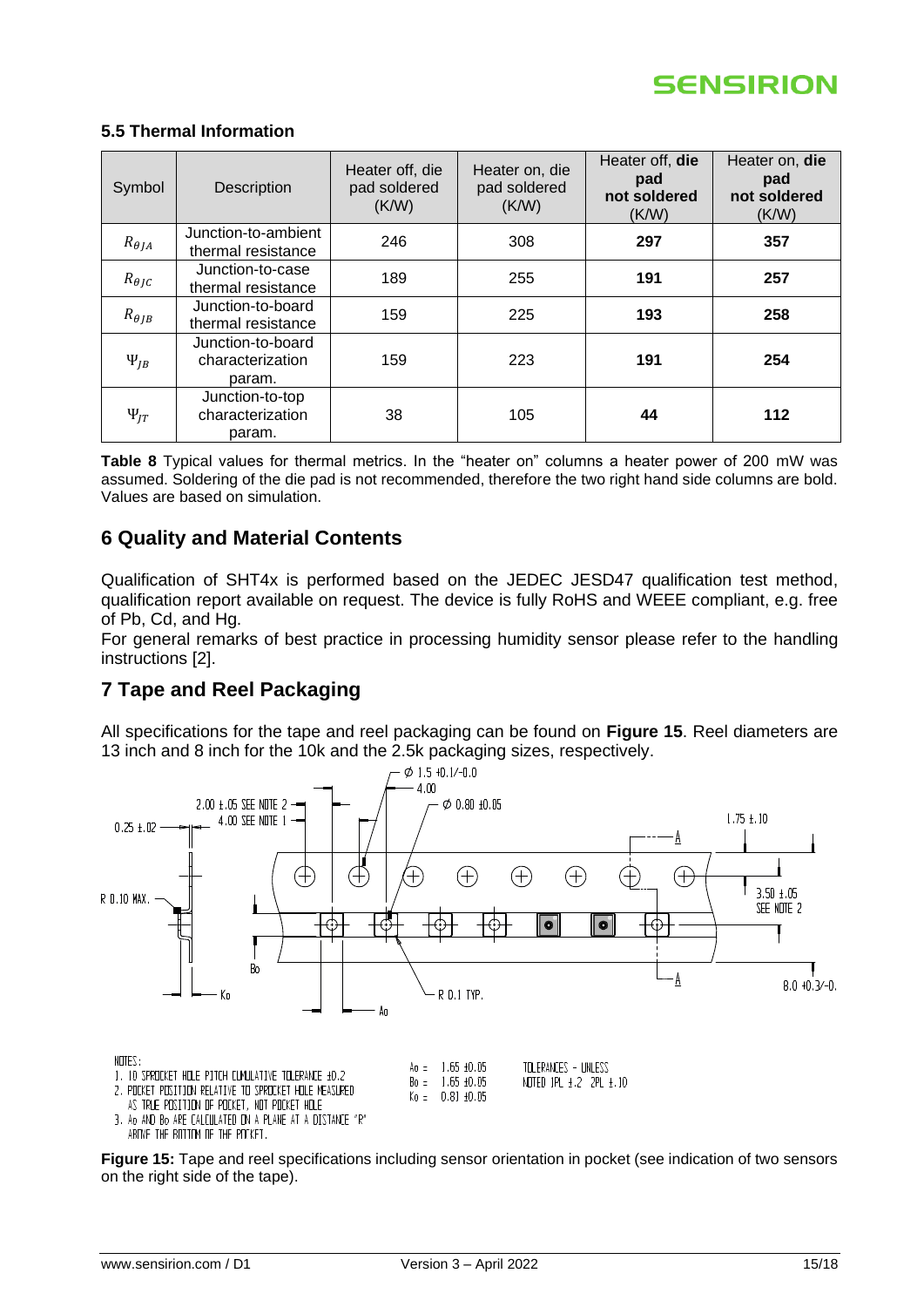### 5.5 Thermal Information

| Symbol | Description | Heater off, die pad soldered (K/W) | Heater on, die pad soldered (K/W) | Heater off, **die pad not soldered** (K/W) | Heater on, **die pad not soldered** (K/W) |
|---|---|---|---|---|---|
| $R_{\theta JA}$ | Junction-to-ambient thermal resistance | 246 | 308 | **297** | **357** |
| $R_{\theta JC}$ | Junction-to-case thermal resistance | 189 | 255 | **191** | **257** |
| $R_{\theta JB}$ | Junction-to-board thermal resistance | 159 | 225 | **193** | **258** |
| $\Psi_{JB}$ | Junction-to-board characterization param. | 159 | 223 | **191** | **254** |
| $\Psi_{JT}$ | Junction-to-top characterization param. | 38 | 105 | **44** | **112** |

**Table 8** Typical values for thermal metrics. In the "heater on" columns a heater power of 200 mW was assumed. Soldering of the die pad is not recommended, therefore the two right hand side columns are bold. Values are based on simulation.

## 6 Quality and Material Contents

Qualification of SHT4x is performed based on the JEDEC JESD47 qualification test method, qualification report available on request. The device is fully RoHS and WEEE compliant, e.g. free of Pb, Cd, and Hg.

For general remarks of best practice in processing humidity sensor please refer to the handling instructions [2].

## 7 Tape and Reel Packaging

All specifications for the tape and reel packaging can be found on **Figure 15**. Reel diameters are 13 inch and 8 inch for the 10k and the 2.5k packaging sizes, respectively.

NOTES:
1. 10 SPROCKET HOLE PITCH CUMULATIVE TOLERANCE ±0.2
2. POCKET POSITION RELATIVE TO SPROCKET HOLE MEASURED AS TRUE POSITION OF POCKET, NOT POCKET HOLE
3. Ao AND Bo ARE CALCULATED ON A PLANE AT A DISTANCE "R" ABOVE THE BOTTOM OF THE POCKET.

Ao = 1.65 ±0.05
Bo = 1.65 ±0.05
Ko = 0.81 ±0.05

TOLERANCES - UNLESS NOTED 1PL ±.2 2PL ±.10

**Figure 15:** Tape and reel specifications including sensor orientation in pocket (see indication of two sensors on the right side of the tape).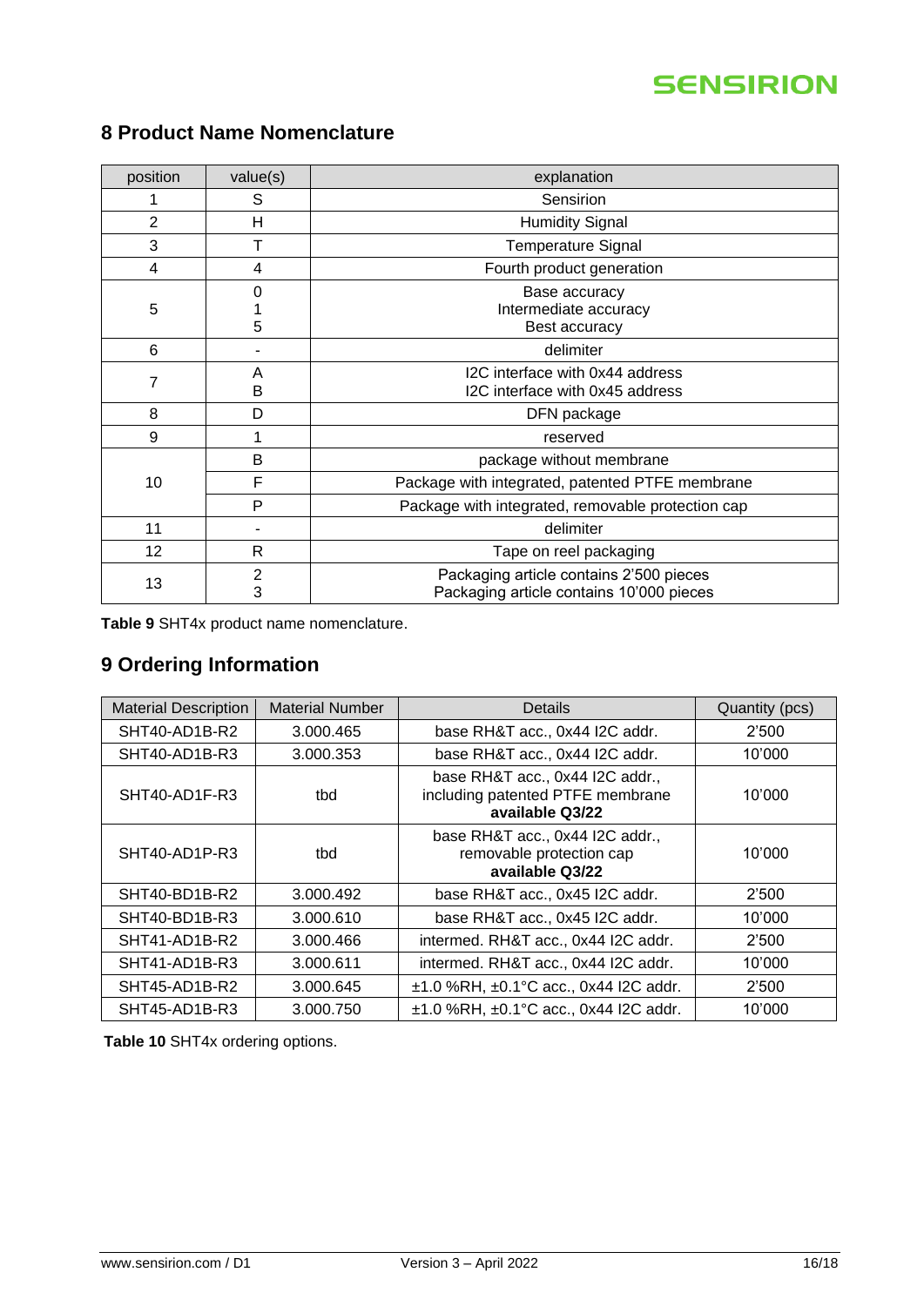## 8 Product Name Nomenclature

| position | value(s) | explanation |
|---|---|---|
| 1 | S | Sensirion |
| 2 | H | Humidity Signal |
| 3 | T | Temperature Signal |
| 4 | 4 | Fourth product generation |
| 5 | 0<br>1<br>5 | Base accuracy<br>Intermediate accuracy<br>Best accuracy |
| 6 | - | delimiter |
| 7 | A<br>B | I2C interface with 0x44 address<br>I2C interface with 0x45 address |
| 8 | D | DFN package |
| 9 | 1 | reserved |
| 10 | B | package without membrane |
| | F | Package with integrated, patented PTFE membrane |
| | P | Package with integrated, removable protection cap |
| 11 | - | delimiter |
| 12 | R | Tape on reel packaging |
| 13 | 2<br>3 | Packaging article contains 2'500 pieces<br>Packaging article contains 10'000 pieces |

**Table 9** SHT4x product name nomenclature.

## 9 Ordering Information

| Material Description | Material Number | Details | Quantity (pcs) |
|---|---|---|---|
| SHT40-AD1B-R2 | 3.000.465 | base RH&T acc., 0x44 I2C addr. | 2'500 |
| SHT40-AD1B-R3 | 3.000.353 | base RH&T acc., 0x44 I2C addr. | 10'000 |
| SHT40-AD1F-R3 | tbd | base RH&T acc., 0x44 I2C addr., including patented PTFE membrane **available Q3/22** | 10'000 |
| SHT40-AD1P-R3 | tbd | base RH&T acc., 0x44 I2C addr., removable protection cap **available Q3/22** | 10'000 |
| SHT40-BD1B-R2 | 3.000.492 | base RH&T acc., 0x45 I2C addr. | 2'500 |
| SHT40-BD1B-R3 | 3.000.610 | base RH&T acc., 0x45 I2C addr. | 10'000 |
| SHT41-AD1B-R2 | 3.000.466 | intermed. RH&T acc., 0x44 I2C addr. | 2'500 |
| SHT41-AD1B-R3 | 3.000.611 | intermed. RH&T acc., 0x44 I2C addr. | 10'000 |
| SHT45-AD1B-R2 | 3.000.645 | ±1.0 %RH, ±0.1°C acc., 0x44 I2C addr. | 2'500 |
| SHT45-AD1B-R3 | 3.000.750 | ±1.0 %RH, ±0.1°C acc., 0x44 I2C addr. | 10'000 |

**Table 10** SHT4x ordering options.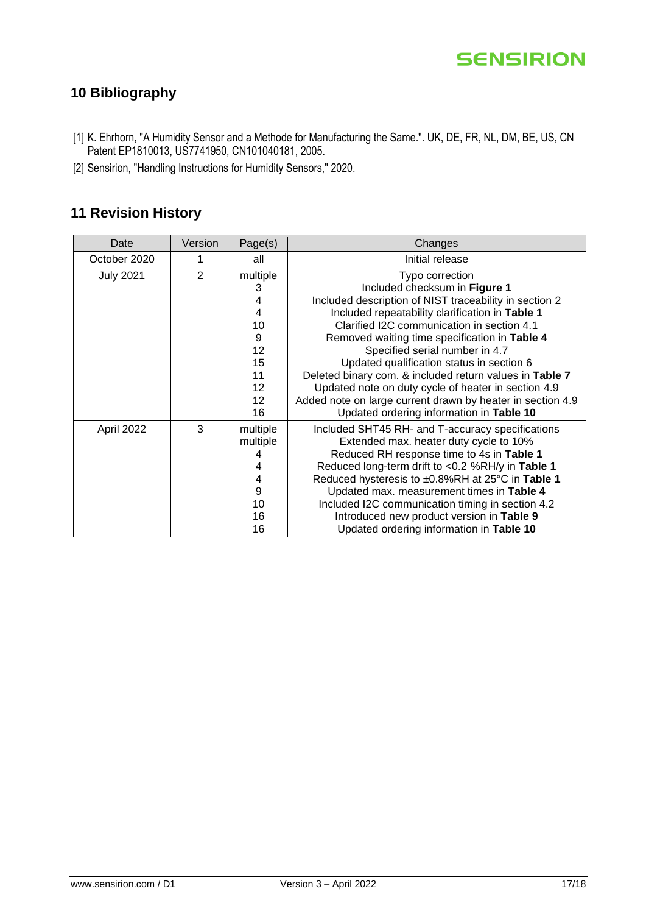## 10 Bibliography

[1] K. Ehrhorn, "A Humidity Sensor and a Methode for Manufacturing the Same.". UK, DE, FR, NL, DM, BE, US, CN Patent EP1810013, US7741950, CN101040181, 2005.

[2] Sensirion, "Handling Instructions for Humidity Sensors," 2020.

## 11 Revision History

| Date | Version | Page(s) | Changes |
|---|---|---|---|
| October 2020 | 1 | all | Initial release |
| July 2021 | 2 | multiple | Typo correction |
| | | 3 | Included checksum in **Figure 1** |
| | | 4 | Included description of NIST traceability in section 2 |
| | | 4 | Included repeatability clarification in **Table 1** |
| | | 10 | Clarified I2C communication in section 4.1 |
| | | 9 | Removed waiting time specification in **Table 4** |
| | | 12 | Specified serial number in 4.7 |
| | | 15 | Updated qualification status in section 6 |
| | | 11 | Deleted binary com. & included return values in **Table 7** |
| | | 12 | Updated note on duty cycle of heater in section 4.9 |
| | | 12 | Added note on large current drawn by heater in section 4.9 |
| | | 16 | Updated ordering information in **Table 10** |
| April 2022 | 3 | multiple | Included SHT45 RH- and T-accuracy specifications |
| | | multiple | Extended max. heater duty cycle to 10% |
| | | 4 | Reduced RH response time to 4s in **Table 1** |
| | | 4 | Reduced long-term drift to <0.2 %RH/y in **Table 1** |
| | | 4 | Reduced hysteresis to ±0.8%RH at 25°C in **Table 1** |
| | | 9 | Updated max. measurement times in **Table 4** |
| | | 10 | Included I2C communication timing in section 4.2 |
| | | 16 | Introduced new product version in **Table 9** |
| | | 16 | Updated ordering information in **Table 10** |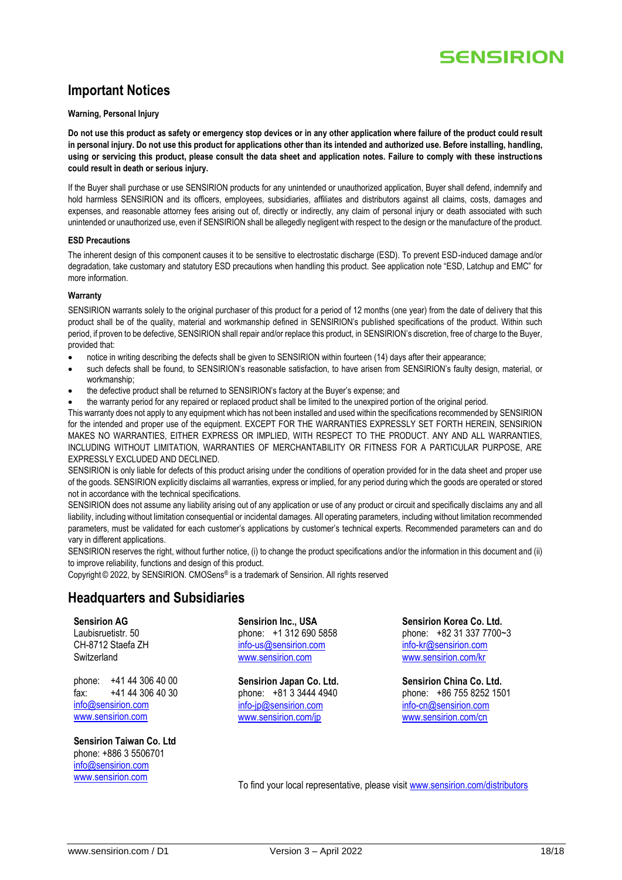# Important Notices

### Warning, Personal Injury

**Do not use this product as safety or emergency stop devices or in any other application where failure of the product could result in personal injury. Do not use this product for applications other than its intended and authorized use. Before installing, handling, using or servicing this product, please consult the data sheet and application notes. Failure to comply with these instructions could result in death or serious injury.**

If the Buyer shall purchase or use SENSIRION products for any unintended or unauthorized application, Buyer shall defend, indemnify and hold harmless SENSIRION and its officers, employees, subsidiaries, affiliates and distributors against all claims, costs, damages and expenses, and reasonable attorney fees arising out of, directly or indirectly, any claim of personal injury or death associated with such unintended or unauthorized use, even if SENSIRION shall be allegedly negligent with respect to the design or the manufacture of the product.

### ESD Precautions

The inherent design of this component causes it to be sensitive to electrostatic discharge (ESD). To prevent ESD-induced damage and/or degradation, take customary and statutory ESD precautions when handling this product. See application note "ESD, Latchup and EMC" for more information.

### Warranty

SENSIRION warrants solely to the original purchaser of this product for a period of 12 months (one year) from the date of delivery that this product shall be of the quality, material and workmanship defined in SENSIRION's published specifications of the product. Within such period, if proven to be defective, SENSIRION shall repair and/or replace this product, in SENSIRION's discretion, free of charge to the Buyer, provided that:

- notice in writing describing the defects shall be given to SENSIRION within fourteen (14) days after their appearance;
- such defects shall be found, to SENSIRION's reasonable satisfaction, to have arisen from SENSIRION's faulty design, material, or workmanship;
- the defective product shall be returned to SENSIRION's factory at the Buyer's expense; and
- the warranty period for any repaired or replaced product shall be limited to the unexpired portion of the original period.

This warranty does not apply to any equipment which has not been installed and used within the specifications recommended by SENSIRION for the intended and proper use of the equipment. EXCEPT FOR THE WARRANTIES EXPRESSLY SET FORTH HEREIN, SENSIRION MAKES NO WARRANTIES, EITHER EXPRESS OR IMPLIED, WITH RESPECT TO THE PRODUCT. ANY AND ALL WARRANTIES, INCLUDING WITHOUT LIMITATION, WARRANTIES OF MERCHANTABILITY OR FITNESS FOR A PARTICULAR PURPOSE, ARE EXPRESSLY EXCLUDED AND DECLINED.

SENSIRION is only liable for defects of this product arising under the conditions of operation provided for in the data sheet and proper use of the goods. SENSIRION explicitly disclaims all warranties, express or implied, for any period during which the goods are operated or stored not in accordance with the technical specifications.

SENSIRION does not assume any liability arising out of any application or use of any product or circuit and specifically disclaims any and all liability, including without limitation consequential or incidental damages. All operating parameters, including without limitation recommended parameters, must be validated for each customer's applications by customer's technical experts. Recommended parameters can and do vary in different applications.

SENSIRION reserves the right, without further notice, (i) to change the product specifications and/or the information in this document and (ii) to improve reliability, functions and design of this product.

Copyright © 2022, by SENSIRION. CMOSens® is a trademark of Sensirion. All rights reserved

# Headquarters and Subsidiaries

**Sensirion AG**
Laubisruetistr. 50
CH-8712 Staefa ZH
Switzerland

phone: +41 44 306 40 00
fax: +41 44 306 40 30
info@sensirion.com
www.sensirion.com

**Sensirion Taiwan Co. Ltd**
phone: +886 3 5506701
info@sensirion.com
www.sensirion.com

**Sensirion Inc., USA**
phone: +1 312 690 5858
info-us@sensirion.com
www.sensirion.com

**Sensirion Japan Co. Ltd.**
phone: +81 3 3444 4940
info-jp@sensirion.com
www.sensirion.com/jp

**Sensirion Korea Co. Ltd.**
phone: +82 31 337 7700~3
info-kr@sensirion.com
www.sensirion.com/kr

**Sensirion China Co. Ltd.**
phone: +86 755 8252 1501
info-cn@sensirion.com
www.sensirion.com/cn

To find your local representative, please visit www.sensirion.com/distributors